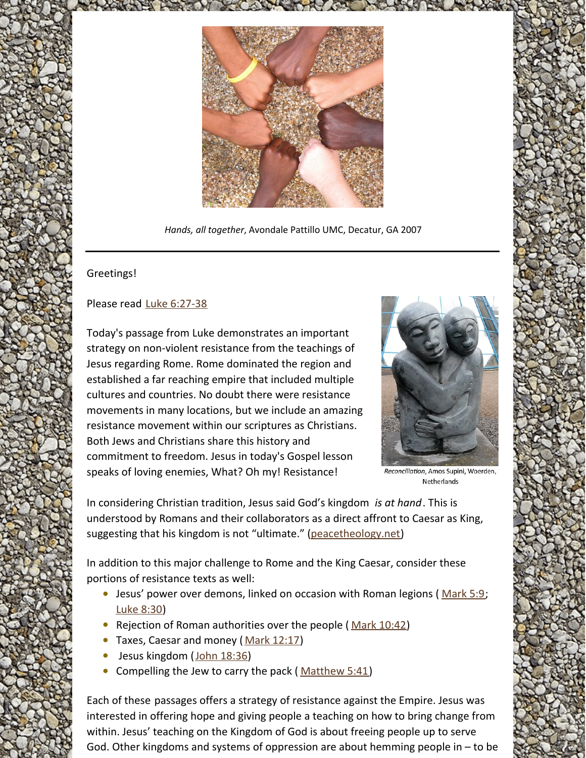*Hands, all together*, Avondale Pattillo UMC, Decatur, GA 2007

---

Greetings!

Please read Luke 6:27-38

Today's passage from Luke demonstrates an important strategy on non-violent resistance from the teachings of Jesus regarding Rome. Rome dominated the region and established a far reaching empire that included multiple cultures and countries. No doubt there were resistance movements in many locations, but we include an amazing resistance movement within our scriptures as Christians. Both Jews and Christians share this history and commitment to freedom. Jesus in today's Gospel lesson speaks of loving enemies, What? Oh my! Resistance!

*Reconciliation*, Amos Supini, Woerden, Netherlands

In considering Christian tradition, Jesus said God's kingdom *is at hand*. This is understood by Romans and their collaborators as a direct affront to Caesar as King, suggesting that his kingdom is not "ultimate." (peacetheology.net)

In addition to this major challenge to Rome and the King Caesar, consider these portions of resistance texts as well:

- Jesus' power over demons, linked on occasion with Roman legions ( Mark 5:9; Luke 8:30)
- Rejection of Roman authorities over the people ( Mark 10:42)
- Taxes, Caesar and money ( Mark 12:17)
- Jesus kingdom (John 18:36)
- Compelling the Jew to carry the pack ( Matthew 5:41)

Each of these passages offers a strategy of resistance against the Empire. Jesus was interested in offering hope and giving people a teaching on how to bring change from within. Jesus' teaching on the Kingdom of God is about freeing people up to serve God. Other kingdoms and systems of oppression are about hemming people in – to be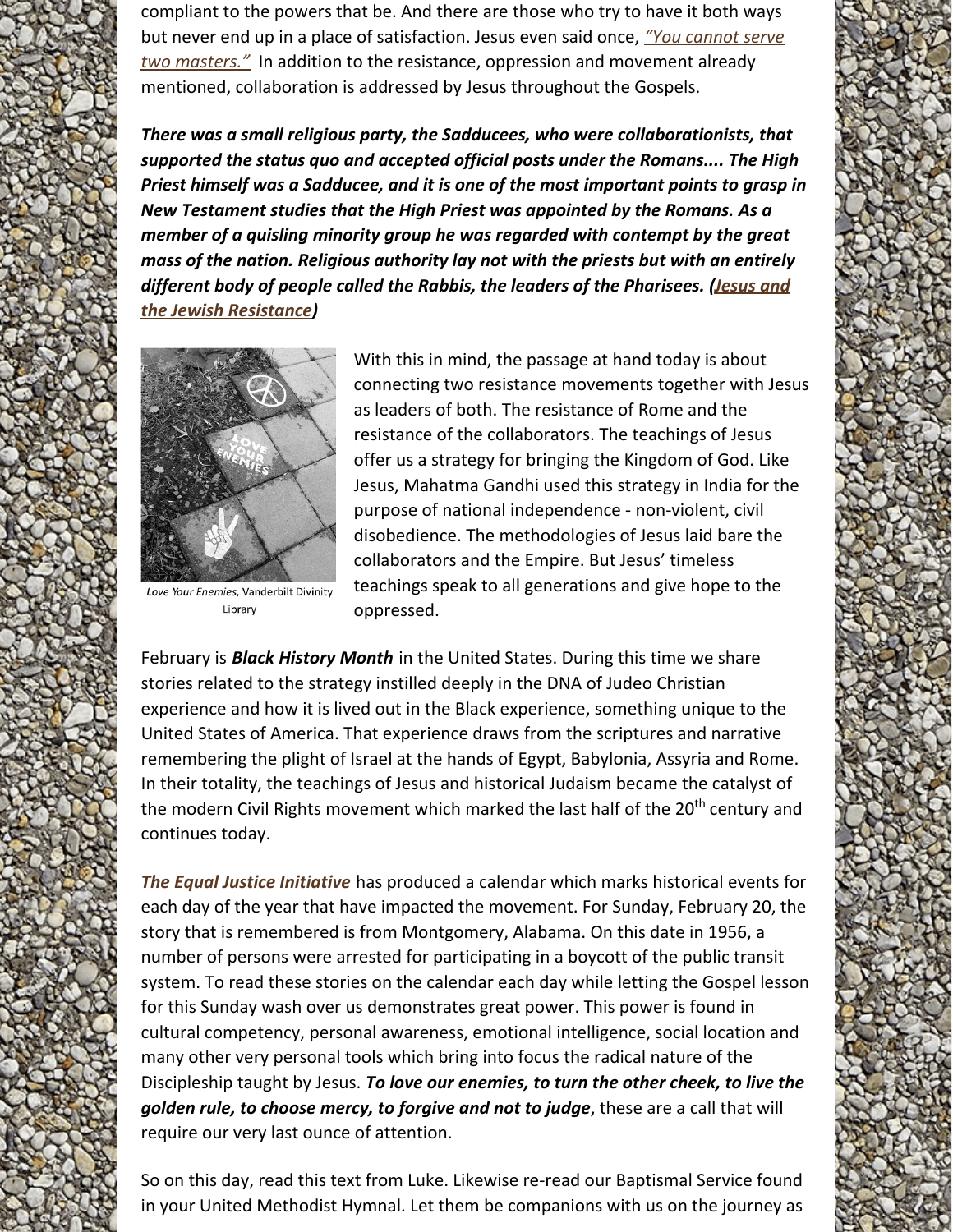compliant to the powers that be. And there are those who try to have it both ways but never end up in a place of satisfaction. Jesus even said once, *"You cannot serve two masters."* In addition to the resistance, oppression and movement already mentioned, collaboration is addressed by Jesus throughout the Gospels.

***There was a small religious party, the Sadducees, who were collaborationists, that supported the status quo and accepted official posts under the Romans.... The High Priest himself was a Sadducee, and it is one of the most important points to grasp in New Testament studies that the High Priest was appointed by the Romans. As a member of a quisling minority group he was regarded with contempt by the great mass of the nation. Religious authority lay not with the priests but with an entirely different body of people called the Rabbis, the leaders of the Pharisees. (Jesus and the Jewish Resistance)***

*Love Your Enemies*, Vanderbilt Divinity Library

With this in mind, the passage at hand today is about connecting two resistance movements together with Jesus as leaders of both. The resistance of Rome and the resistance of the collaborators. The teachings of Jesus offer us a strategy for bringing the Kingdom of God. Like Jesus, Mahatma Gandhi used this strategy in India for the purpose of national independence - non-violent, civil disobedience. The methodologies of Jesus laid bare the collaborators and the Empire. But Jesus' timeless teachings speak to all generations and give hope to the oppressed.

February is ***Black History Month*** in the United States. During this time we share stories related to the strategy instilled deeply in the DNA of Judeo Christian experience and how it is lived out in the Black experience, something unique to the United States of America. That experience draws from the scriptures and narrative remembering the plight of Israel at the hands of Egypt, Babylonia, Assyria and Rome. In their totality, the teachings of Jesus and historical Judaism became the catalyst of the modern Civil Rights movement which marked the last half of the 20th century and continues today.

***The Equal Justice Initiative*** has produced a calendar which marks historical events for each day of the year that have impacted the movement. For Sunday, February 20, the story that is remembered is from Montgomery, Alabama. On this date in 1956, a number of persons were arrested for participating in a boycott of the public transit system. To read these stories on the calendar each day while letting the Gospel lesson for this Sunday wash over us demonstrates great power. This power is found in cultural competency, personal awareness, emotional intelligence, social location and many other very personal tools which bring into focus the radical nature of the Discipleship taught by Jesus. ***To love our enemies, to turn the other cheek, to live the golden rule, to choose mercy, to forgive and not to judge***, these are a call that will require our very last ounce of attention.

So on this day, read this text from Luke. Likewise re-read our Baptismal Service found in your United Methodist Hymnal. Let them be companions with us on the journey as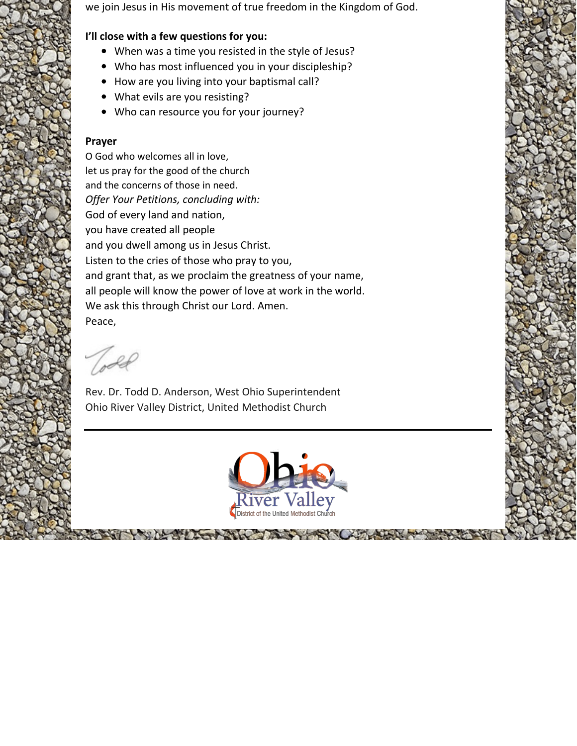we join Jesus in His movement of true freedom in the Kingdom of God.

**I'll close with a few questions for you:**

- When was a time you resisted in the style of Jesus?
- Who has most influenced you in your discipleship?
- How are you living into your baptismal call?
- What evils are you resisting?
- Who can resource you for your journey?

**Prayer**

O God who welcomes all in love,
let us pray for the good of the church
and the concerns of those in need.
*Offer Your Petitions, concluding with:*
God of every land and nation,
you have created all people
and you dwell among us in Jesus Christ.
Listen to the cries of those who pray to you,
and grant that, as we proclaim the greatness of your name,
all people will know the power of love at work in the world.
We ask this through Christ our Lord. Amen.
Peace,

Todd

Rev. Dr. Todd D. Anderson, West Ohio Superintendent
Ohio River Valley District, United Methodist Church

---

Ohio River Valley
District of the United Methodist Church